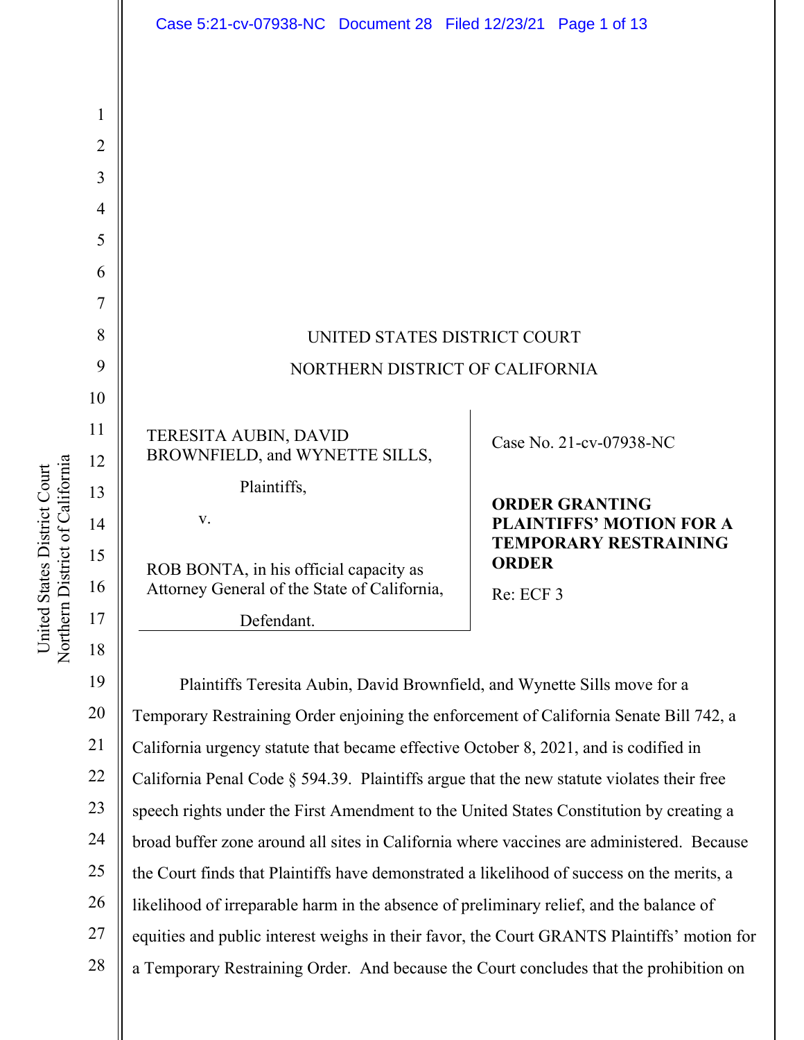UNITED STATES DISTRICT COURT

NORTHERN DISTRICT OF CALIFORNIA

TERESITA AUBIN, DAVID BROWNFIELD, and WYNETTE SILLS,

Plaintiffs,

v.

ROB BONTA, in his official capacity as Attorney General of the State of California,

Defendant.

Case No. 21-cv-07938-NC

**ORDER GRANTING PLAINTIFFS' MOTION FOR A TEMPORARY RESTRAINING ORDER**

Re: ECF 3

Plaintiffs Teresita Aubin, David Brownfield, and Wynette Sills move for a Temporary Restraining Order enjoining the enforcement of California Senate Bill 742, a California urgency statute that became effective October 8, 2021, and is codified in California Penal Code § 594.39. Plaintiffs argue that the new statute violates their free speech rights under the First Amendment to the United States Constitution by creating a broad buffer zone around all sites in California where vaccines are administered. Because the Court finds that Plaintiffs have demonstrated a likelihood of success on the merits, a likelihood of irreparable harm in the absence of preliminary relief, and the balance of equities and public interest weighs in their favor, the Court GRANTS Plaintiffs' motion for a Temporary Restraining Order. And because the Court concludes that the prohibition on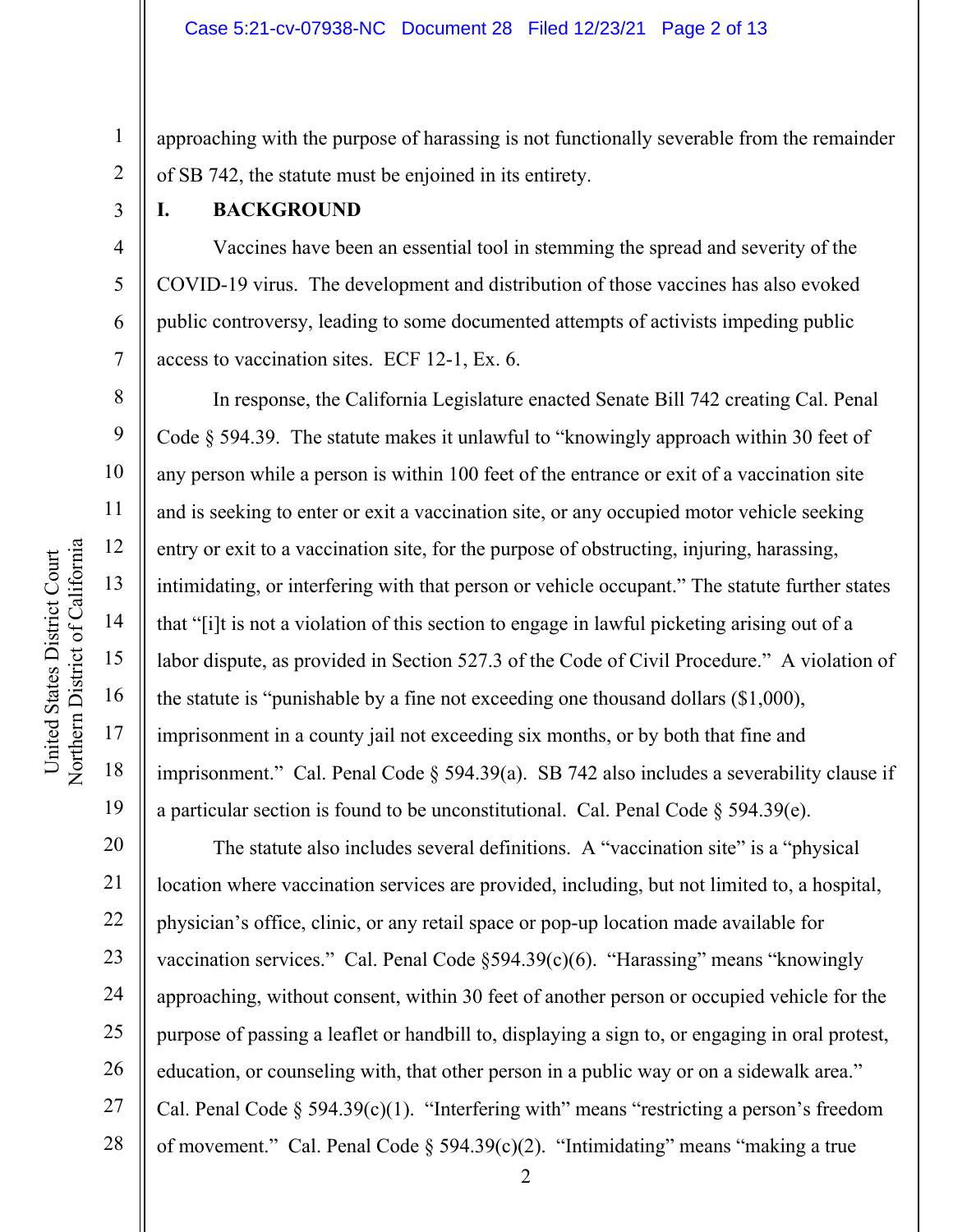approaching with the purpose of harassing is not functionally severable from the remainder of SB 742, the statute must be enjoined in its entirety.

## I. BACKGROUND

Vaccines have been an essential tool in stemming the spread and severity of the COVID-19 virus. The development and distribution of those vaccines has also evoked public controversy, leading to some documented attempts of activists impeding public access to vaccination sites. ECF 12-1, Ex. 6.

In response, the California Legislature enacted Senate Bill 742 creating Cal. Penal Code § 594.39. The statute makes it unlawful to "knowingly approach within 30 feet of any person while a person is within 100 feet of the entrance or exit of a vaccination site and is seeking to enter or exit a vaccination site, or any occupied motor vehicle seeking entry or exit to a vaccination site, for the purpose of obstructing, injuring, harassing, intimidating, or interfering with that person or vehicle occupant." The statute further states that "[i]t is not a violation of this section to engage in lawful picketing arising out of a labor dispute, as provided in Section 527.3 of the Code of Civil Procedure." A violation of the statute is "punishable by a fine not exceeding one thousand dollars ($1,000), imprisonment in a county jail not exceeding six months, or by both that fine and imprisonment." Cal. Penal Code § 594.39(a). SB 742 also includes a severability clause if a particular section is found to be unconstitutional. Cal. Penal Code § 594.39(e).

The statute also includes several definitions. A "vaccination site" is a "physical location where vaccination services are provided, including, but not limited to, a hospital, physician's office, clinic, or any retail space or pop-up location made available for vaccination services." Cal. Penal Code §594.39(c)(6). "Harassing" means "knowingly approaching, without consent, within 30 feet of another person or occupied vehicle for the purpose of passing a leaflet or handbill to, displaying a sign to, or engaging in oral protest, education, or counseling with, that other person in a public way or on a sidewalk area." Cal. Penal Code § 594.39(c)(1). "Interfering with" means "restricting a person's freedom of movement." Cal. Penal Code § 594.39(c)(2). "Intimidating" means "making a true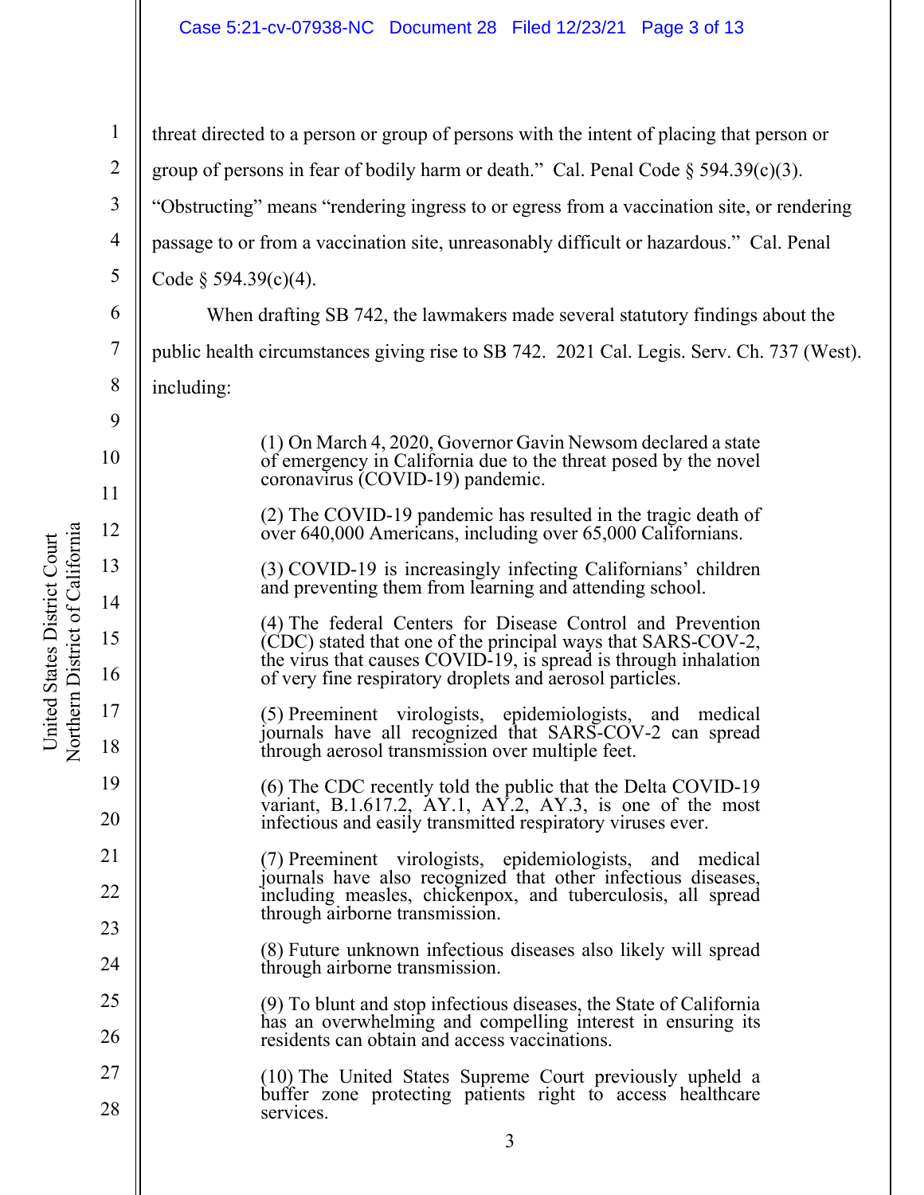threat directed to a person or group of persons with the intent of placing that person or group of persons in fear of bodily harm or death." Cal. Penal Code § 594.39(c)(3). "Obstructing" means "rendering ingress to or egress from a vaccination site, or rendering passage to or from a vaccination site, unreasonably difficult or hazardous." Cal. Penal Code § 594.39(c)(4).

When drafting SB 742, the lawmakers made several statutory findings about the public health circumstances giving rise to SB 742. 2021 Cal. Legis. Serv. Ch. 737 (West). including:

> (1) On March 4, 2020, Governor Gavin Newsom declared a state of emergency in California due to the threat posed by the novel coronavirus (COVID-19) pandemic.
>
> (2) The COVID-19 pandemic has resulted in the tragic death of over 640,000 Americans, including over 65,000 Californians.
>
> (3) COVID-19 is increasingly infecting Californians' children and preventing them from learning and attending school.
>
> (4) The federal Centers for Disease Control and Prevention (CDC) stated that one of the principal ways that SARS-COV-2, the virus that causes COVID-19, is spread is through inhalation of very fine respiratory droplets and aerosol particles.
>
> (5) Preeminent virologists, epidemiologists, and medical journals have all recognized that SARS-COV-2 can spread through aerosol transmission over multiple feet.
>
> (6) The CDC recently told the public that the Delta COVID-19 variant, B.1.617.2, AY.1, AY.2, AY.3, is one of the most infectious and easily transmitted respiratory viruses ever.
>
> (7) Preeminent virologists, epidemiologists, and medical journals have also recognized that other infectious diseases, including measles, chickenpox, and tuberculosis, all spread through airborne transmission.
>
> (8) Future unknown infectious diseases also likely will spread through airborne transmission.
>
> (9) To blunt and stop infectious diseases, the State of California has an overwhelming and compelling interest in ensuring its residents can obtain and access vaccinations.
>
> (10) The United States Supreme Court previously upheld a buffer zone protecting patients right to access healthcare services.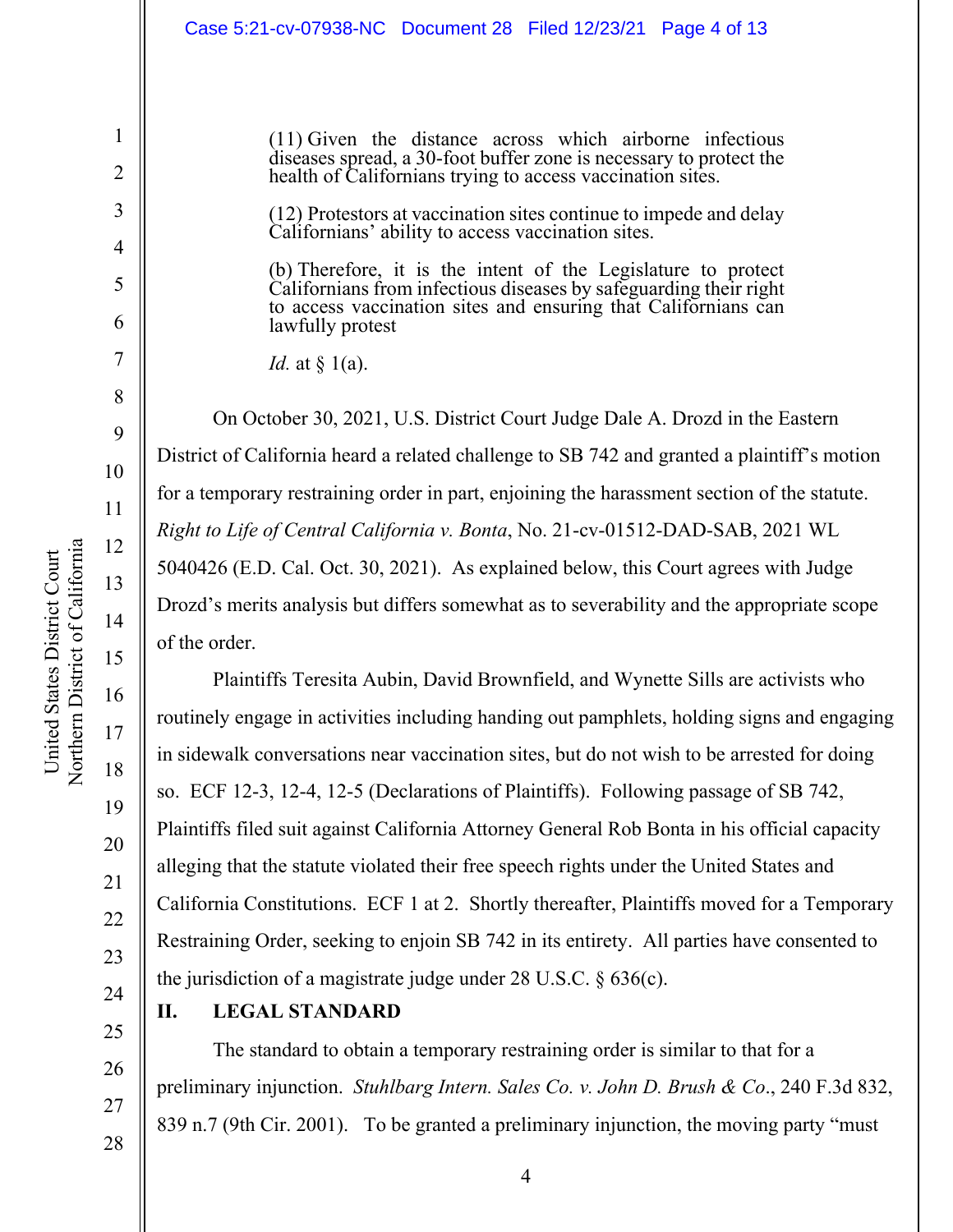> (11) Given the distance across which airborne infectious diseases spread, a 30-foot buffer zone is necessary to protect the health of Californians trying to access vaccination sites.
>
> (12) Protestors at vaccination sites continue to impede and delay Californians' ability to access vaccination sites.
>
> (b) Therefore, it is the intent of the Legislature to protect Californians from infectious diseases by safeguarding their right to access vaccination sites and ensuring that Californians can lawfully protest
>
> *Id.* at § 1(a).

On October 30, 2021, U.S. District Court Judge Dale A. Drozd in the Eastern District of California heard a related challenge to SB 742 and granted a plaintiff's motion for a temporary restraining order in part, enjoining the harassment section of the statute. *Right to Life of Central California v. Bonta*, No. 21-cv-01512-DAD-SAB, 2021 WL 5040426 (E.D. Cal. Oct. 30, 2021). As explained below, this Court agrees with Judge Drozd's merits analysis but differs somewhat as to severability and the appropriate scope of the order.

Plaintiffs Teresita Aubin, David Brownfield, and Wynette Sills are activists who routinely engage in activities including handing out pamphlets, holding signs and engaging in sidewalk conversations near vaccination sites, but do not wish to be arrested for doing so. ECF 12-3, 12-4, 12-5 (Declarations of Plaintiffs). Following passage of SB 742, Plaintiffs filed suit against California Attorney General Rob Bonta in his official capacity alleging that the statute violated their free speech rights under the United States and California Constitutions. ECF 1 at 2. Shortly thereafter, Plaintiffs moved for a Temporary Restraining Order, seeking to enjoin SB 742 in its entirety. All parties have consented to the jurisdiction of a magistrate judge under 28 U.S.C. § 636(c).

## II. LEGAL STANDARD

The standard to obtain a temporary restraining order is similar to that for a preliminary injunction. *Stuhlbarg Intern. Sales Co. v. John D. Brush & Co*., 240 F.3d 832, 839 n.7 (9th Cir. 2001). To be granted a preliminary injunction, the moving party "must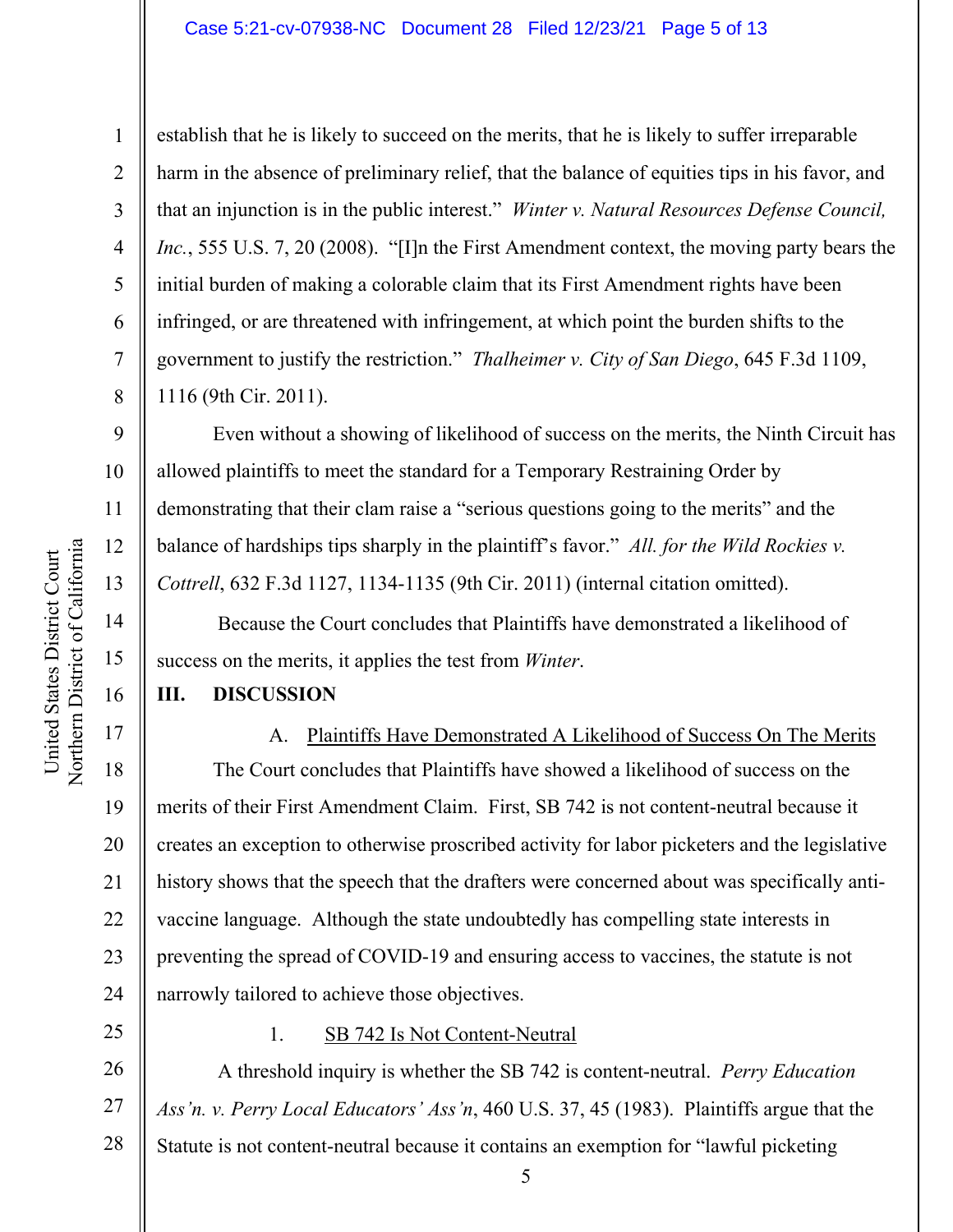establish that he is likely to succeed on the merits, that he is likely to suffer irreparable harm in the absence of preliminary relief, that the balance of equities tips in his favor, and that an injunction is in the public interest." *Winter v. Natural Resources Defense Council, Inc.*, 555 U.S. 7, 20 (2008). "[I]n the First Amendment context, the moving party bears the initial burden of making a colorable claim that its First Amendment rights have been infringed, or are threatened with infringement, at which point the burden shifts to the government to justify the restriction." *Thalheimer v. City of San Diego*, 645 F.3d 1109, 1116 (9th Cir. 2011).

Even without a showing of likelihood of success on the merits, the Ninth Circuit has allowed plaintiffs to meet the standard for a Temporary Restraining Order by demonstrating that their clam raise a "serious questions going to the merits" and the balance of hardships tips sharply in the plaintiff's favor." *All. for the Wild Rockies v. Cottrell*, 632 F.3d 1127, 1134-1135 (9th Cir. 2011) (internal citation omitted).

Because the Court concludes that Plaintiffs have demonstrated a likelihood of success on the merits, it applies the test from *Winter*.

## III. DISCUSSION

### A. Plaintiffs Have Demonstrated A Likelihood of Success On The Merits

The Court concludes that Plaintiffs have showed a likelihood of success on the merits of their First Amendment Claim. First, SB 742 is not content-neutral because it creates an exception to otherwise proscribed activity for labor picketers and the legislative history shows that the speech that the drafters were concerned about was specifically anti-vaccine language. Although the state undoubtedly has compelling state interests in preventing the spread of COVID-19 and ensuring access to vaccines, the statute is not narrowly tailored to achieve those objectives.

#### 1. SB 742 Is Not Content-Neutral

A threshold inquiry is whether the SB 742 is content-neutral. *Perry Education Ass'n. v. Perry Local Educators' Ass'n*, 460 U.S. 37, 45 (1983). Plaintiffs argue that the Statute is not content-neutral because it contains an exemption for "lawful picketing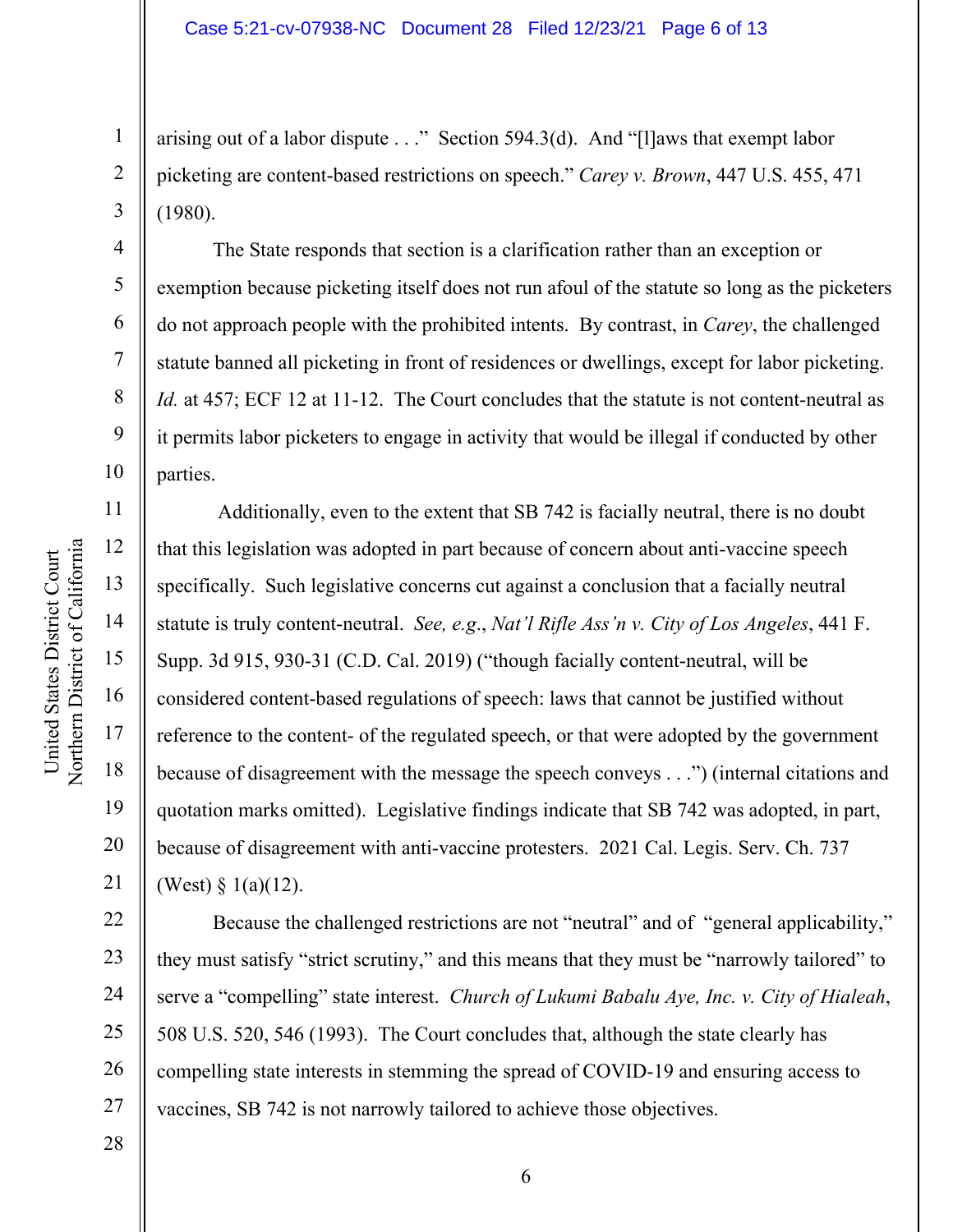arising out of a labor dispute . . ." Section 594.3(d). And "[l]aws that exempt labor picketing are content-based restrictions on speech." *Carey v. Brown*, 447 U.S. 455, 471 (1980).

The State responds that section is a clarification rather than an exception or exemption because picketing itself does not run afoul of the statute so long as the picketers do not approach people with the prohibited intents. By contrast, in *Carey*, the challenged statute banned all picketing in front of residences or dwellings, except for labor picketing. *Id.* at 457; ECF 12 at 11-12. The Court concludes that the statute is not content-neutral as it permits labor picketers to engage in activity that would be illegal if conducted by other parties.

Additionally, even to the extent that SB 742 is facially neutral, there is no doubt that this legislation was adopted in part because of concern about anti-vaccine speech specifically. Such legislative concerns cut against a conclusion that a facially neutral statute is truly content-neutral. *See, e.g.*, *Nat'l Rifle Ass'n v. City of Los Angeles*, 441 F. Supp. 3d 915, 930-31 (C.D. Cal. 2019) ("though facially content-neutral, will be considered content-based regulations of speech: laws that cannot be justified without reference to the content- of the regulated speech, or that were adopted by the government because of disagreement with the message the speech conveys . . .") (internal citations and quotation marks omitted). Legislative findings indicate that SB 742 was adopted, in part, because of disagreement with anti-vaccine protesters. 2021 Cal. Legis. Serv. Ch. 737 (West) § 1(a)(12).

Because the challenged restrictions are not "neutral" and of "general applicability," they must satisfy "strict scrutiny," and this means that they must be "narrowly tailored" to serve a "compelling" state interest. *Church of Lukumi Babalu Aye, Inc. v. City of Hialeah*, 508 U.S. 520, 546 (1993). The Court concludes that, although the state clearly has compelling state interests in stemming the spread of COVID-19 and ensuring access to vaccines, SB 742 is not narrowly tailored to achieve those objectives.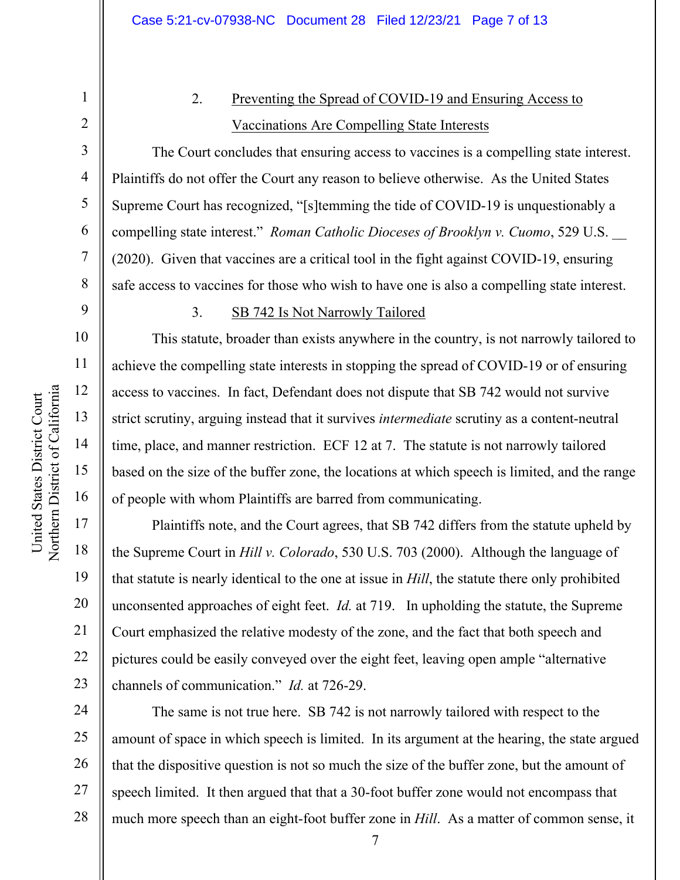2. Preventing the Spread of COVID-19 and Ensuring Access to Vaccinations Are Compelling State Interests

The Court concludes that ensuring access to vaccines is a compelling state interest. Plaintiffs do not offer the Court any reason to believe otherwise. As the United States Supreme Court has recognized, "[s]temming the tide of COVID-19 is unquestionably a compelling state interest." *Roman Catholic Dioceses of Brooklyn v. Cuomo*, 529 U.S. __ (2020). Given that vaccines are a critical tool in the fight against COVID-19, ensuring safe access to vaccines for those who wish to have one is also a compelling state interest.

3. SB 742 Is Not Narrowly Tailored

This statute, broader than exists anywhere in the country, is not narrowly tailored to achieve the compelling state interests in stopping the spread of COVID-19 or of ensuring access to vaccines. In fact, Defendant does not dispute that SB 742 would not survive strict scrutiny, arguing instead that it survives *intermediate* scrutiny as a content-neutral time, place, and manner restriction. ECF 12 at 7. The statute is not narrowly tailored based on the size of the buffer zone, the locations at which speech is limited, and the range of people with whom Plaintiffs are barred from communicating.

Plaintiffs note, and the Court agrees, that SB 742 differs from the statute upheld by the Supreme Court in *Hill v. Colorado*, 530 U.S. 703 (2000). Although the language of that statute is nearly identical to the one at issue in *Hill*, the statute there only prohibited unconsented approaches of eight feet. *Id.* at 719. In upholding the statute, the Supreme Court emphasized the relative modesty of the zone, and the fact that both speech and pictures could be easily conveyed over the eight feet, leaving open ample "alternative channels of communication." *Id.* at 726-29.

The same is not true here. SB 742 is not narrowly tailored with respect to the amount of space in which speech is limited. In its argument at the hearing, the state argued that the dispositive question is not so much the size of the buffer zone, but the amount of speech limited. It then argued that that a 30-foot buffer zone would not encompass that much more speech than an eight-foot buffer zone in *Hill*. As a matter of common sense, it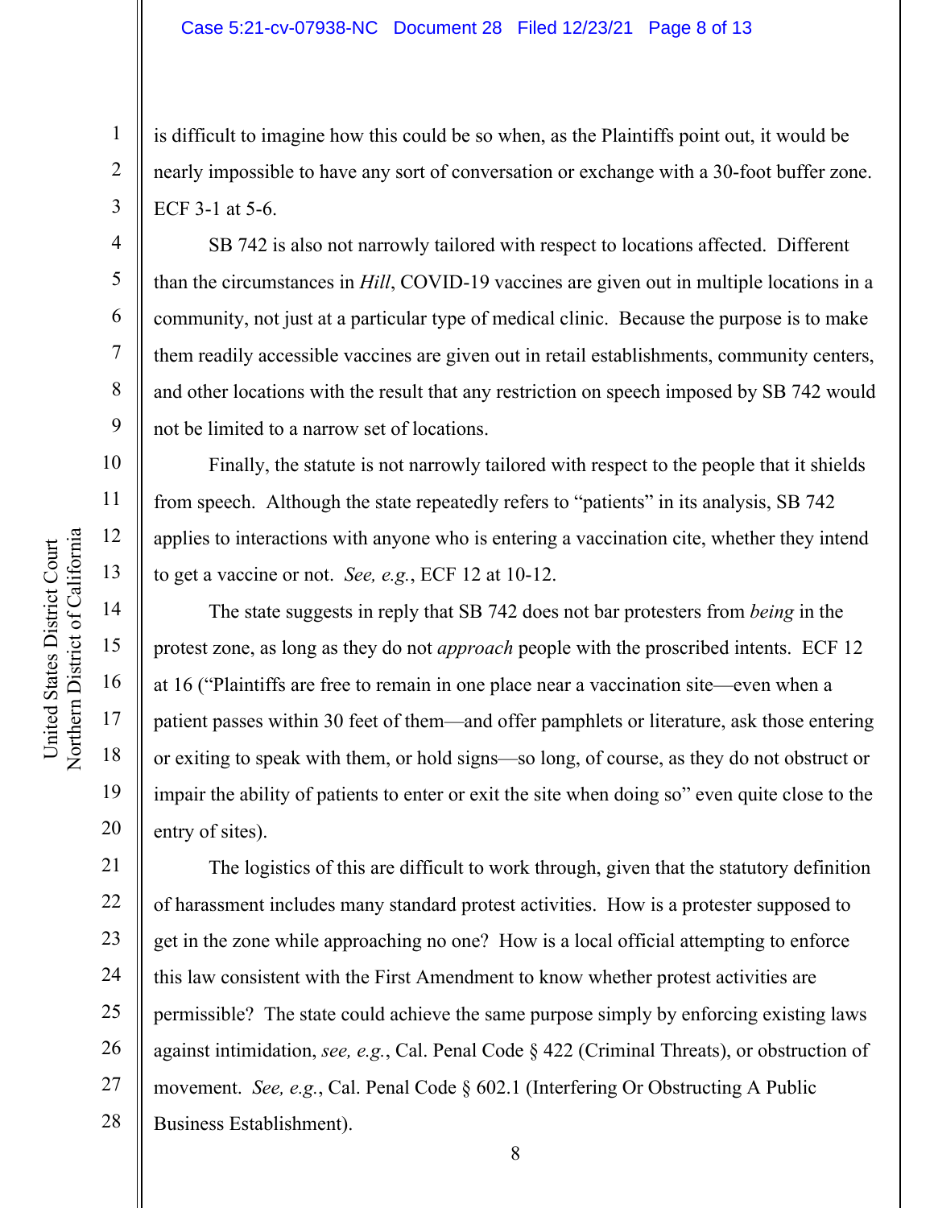is difficult to imagine how this could be so when, as the Plaintiffs point out, it would be nearly impossible to have any sort of conversation or exchange with a 30-foot buffer zone. ECF 3-1 at 5-6.

SB 742 is also not narrowly tailored with respect to locations affected. Different than the circumstances in *Hill*, COVID-19 vaccines are given out in multiple locations in a community, not just at a particular type of medical clinic. Because the purpose is to make them readily accessible vaccines are given out in retail establishments, community centers, and other locations with the result that any restriction on speech imposed by SB 742 would not be limited to a narrow set of locations.

Finally, the statute is not narrowly tailored with respect to the people that it shields from speech. Although the state repeatedly refers to "patients" in its analysis, SB 742 applies to interactions with anyone who is entering a vaccination cite, whether they intend to get a vaccine or not. *See, e.g.*, ECF 12 at 10-12.

The state suggests in reply that SB 742 does not bar protesters from *being* in the protest zone, as long as they do not *approach* people with the proscribed intents. ECF 12 at 16 ("Plaintiffs are free to remain in one place near a vaccination site—even when a patient passes within 30 feet of them—and offer pamphlets or literature, ask those entering or exiting to speak with them, or hold signs—so long, of course, as they do not obstruct or impair the ability of patients to enter or exit the site when doing so" even quite close to the entry of sites).

The logistics of this are difficult to work through, given that the statutory definition of harassment includes many standard protest activities. How is a protester supposed to get in the zone while approaching no one? How is a local official attempting to enforce this law consistent with the First Amendment to know whether protest activities are permissible? The state could achieve the same purpose simply by enforcing existing laws against intimidation, *see, e.g.*, Cal. Penal Code § 422 (Criminal Threats), or obstruction of movement. *See, e.g.*, Cal. Penal Code § 602.1 (Interfering Or Obstructing A Public Business Establishment).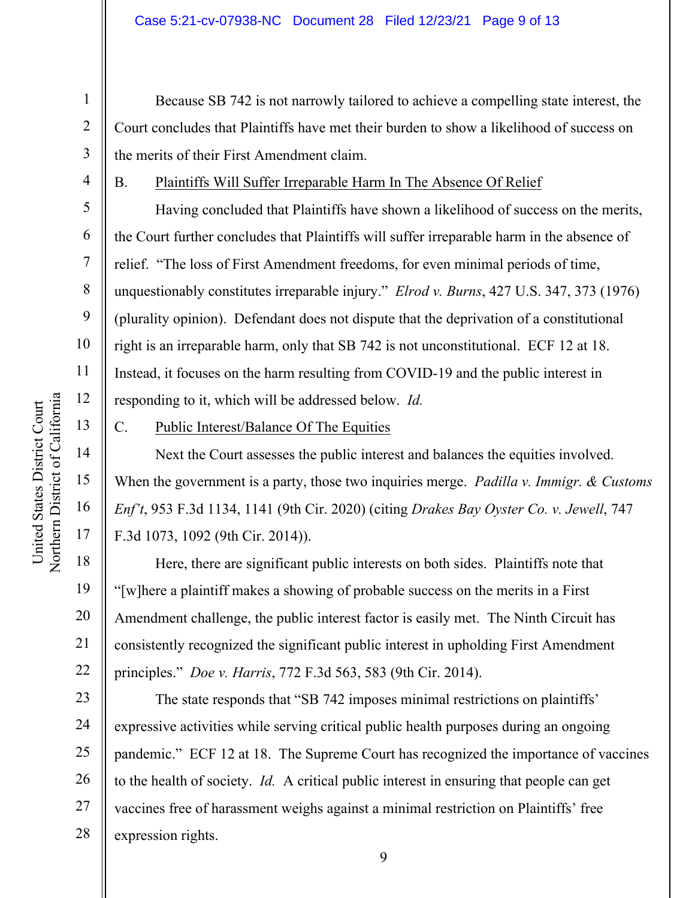Because SB 742 is not narrowly tailored to achieve a compelling state interest, the Court concludes that Plaintiffs have met their burden to show a likelihood of success on the merits of their First Amendment claim.

B. Plaintiffs Will Suffer Irreparable Harm In The Absence Of Relief

Having concluded that Plaintiffs have shown a likelihood of success on the merits, the Court further concludes that Plaintiffs will suffer irreparable harm in the absence of relief. "The loss of First Amendment freedoms, for even minimal periods of time, unquestionably constitutes irreparable injury." *Elrod v. Burns*, 427 U.S. 347, 373 (1976) (plurality opinion). Defendant does not dispute that the deprivation of a constitutional right is an irreparable harm, only that SB 742 is not unconstitutional. ECF 12 at 18. Instead, it focuses on the harm resulting from COVID-19 and the public interest in responding to it, which will be addressed below. *Id.*

C. Public Interest/Balance Of The Equities

Next the Court assesses the public interest and balances the equities involved. When the government is a party, those two inquiries merge. *Padilla v. Immigr. & Customs Enf't*, 953 F.3d 1134, 1141 (9th Cir. 2020) (citing *Drakes Bay Oyster Co. v. Jewell*, 747 F.3d 1073, 1092 (9th Cir. 2014)).

Here, there are significant public interests on both sides. Plaintiffs note that "[w]here a plaintiff makes a showing of probable success on the merits in a First Amendment challenge, the public interest factor is easily met. The Ninth Circuit has consistently recognized the significant public interest in upholding First Amendment principles." *Doe v. Harris*, 772 F.3d 563, 583 (9th Cir. 2014).

The state responds that "SB 742 imposes minimal restrictions on plaintiffs' expressive activities while serving critical public health purposes during an ongoing pandemic." ECF 12 at 18. The Supreme Court has recognized the importance of vaccines to the health of society. *Id.* A critical public interest in ensuring that people can get vaccines free of harassment weighs against a minimal restriction on Plaintiffs' free expression rights.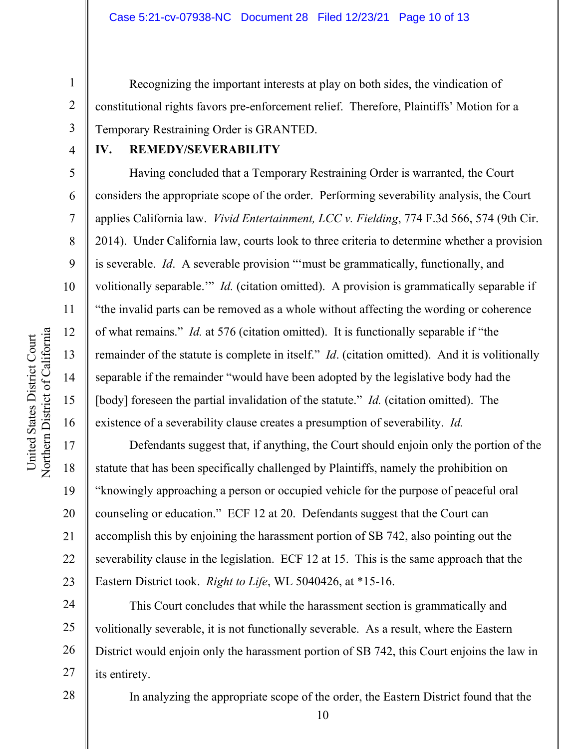Recognizing the important interests at play on both sides, the vindication of constitutional rights favors pre-enforcement relief. Therefore, Plaintiffs' Motion for a Temporary Restraining Order is GRANTED.

## IV. REMEDY/SEVERABILITY

Having concluded that a Temporary Restraining Order is warranted, the Court considers the appropriate scope of the order. Performing severability analysis, the Court applies California law. *Vivid Entertainment, LCC v. Fielding*, 774 F.3d 566, 574 (9th Cir. 2014). Under California law, courts look to three criteria to determine whether a provision is severable. *Id*. A severable provision "'must be grammatically, functionally, and volitionally separable.'" *Id.* (citation omitted). A provision is grammatically separable if "the invalid parts can be removed as a whole without affecting the wording or coherence of what remains." *Id.* at 576 (citation omitted). It is functionally separable if "the remainder of the statute is complete in itself." *Id*. (citation omitted). And it is volitionally separable if the remainder "would have been adopted by the legislative body had the [body] foreseen the partial invalidation of the statute." *Id.* (citation omitted). The existence of a severability clause creates a presumption of severability. *Id.*

Defendants suggest that, if anything, the Court should enjoin only the portion of the statute that has been specifically challenged by Plaintiffs, namely the prohibition on "knowingly approaching a person or occupied vehicle for the purpose of peaceful oral counseling or education." ECF 12 at 20. Defendants suggest that the Court can accomplish this by enjoining the harassment portion of SB 742, also pointing out the severability clause in the legislation. ECF 12 at 15. This is the same approach that the Eastern District took. *Right to Life*, WL 5040426, at *15-16.

This Court concludes that while the harassment section is grammatically and volitionally severable, it is not functionally severable. As a result, where the Eastern District would enjoin only the harassment portion of SB 742, this Court enjoins the law in its entirety.

In analyzing the appropriate scope of the order, the Eastern District found that the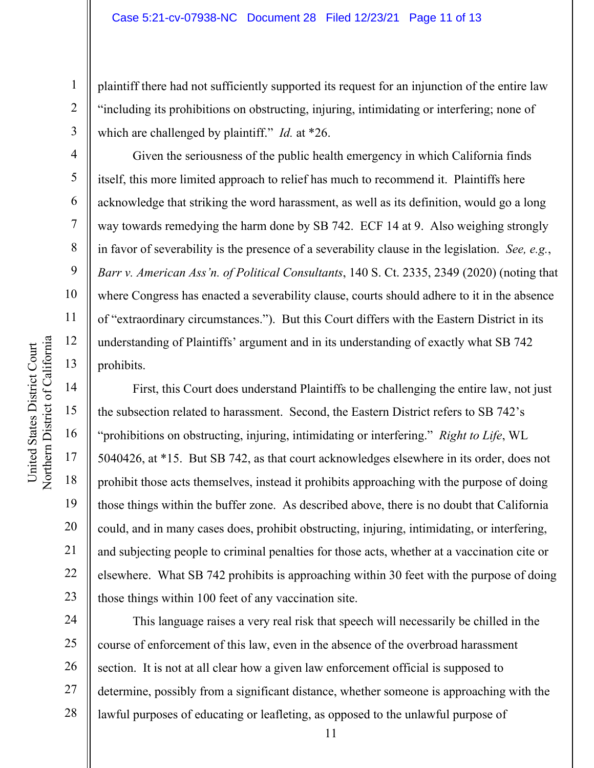plaintiff there had not sufficiently supported its request for an injunction of the entire law "including its prohibitions on obstructing, injuring, intimidating or interfering; none of which are challenged by plaintiff." *Id.* at *26.

Given the seriousness of the public health emergency in which California finds itself, this more limited approach to relief has much to recommend it. Plaintiffs here acknowledge that striking the word harassment, as well as its definition, would go a long way towards remedying the harm done by SB 742. ECF 14 at 9. Also weighing strongly in favor of severability is the presence of a severability clause in the legislation. *See, e.g.*, *Barr v. American Ass'n. of Political Consultants*, 140 S. Ct. 2335, 2349 (2020) (noting that where Congress has enacted a severability clause, courts should adhere to it in the absence of "extraordinary circumstances."). But this Court differs with the Eastern District in its understanding of Plaintiffs' argument and in its understanding of exactly what SB 742 prohibits.

First, this Court does understand Plaintiffs to be challenging the entire law, not just the subsection related to harassment. Second, the Eastern District refers to SB 742's "prohibitions on obstructing, injuring, intimidating or interfering." *Right to Life*, WL 5040426, at *15. But SB 742, as that court acknowledges elsewhere in its order, does not prohibit those acts themselves, instead it prohibits approaching with the purpose of doing those things within the buffer zone. As described above, there is no doubt that California could, and in many cases does, prohibit obstructing, injuring, intimidating, or interfering, and subjecting people to criminal penalties for those acts, whether at a vaccination cite or elsewhere. What SB 742 prohibits is approaching within 30 feet with the purpose of doing those things within 100 feet of any vaccination site.

This language raises a very real risk that speech will necessarily be chilled in the course of enforcement of this law, even in the absence of the overbroad harassment section. It is not at all clear how a given law enforcement official is supposed to determine, possibly from a significant distance, whether someone is approaching with the lawful purposes of educating or leafleting, as opposed to the unlawful purpose of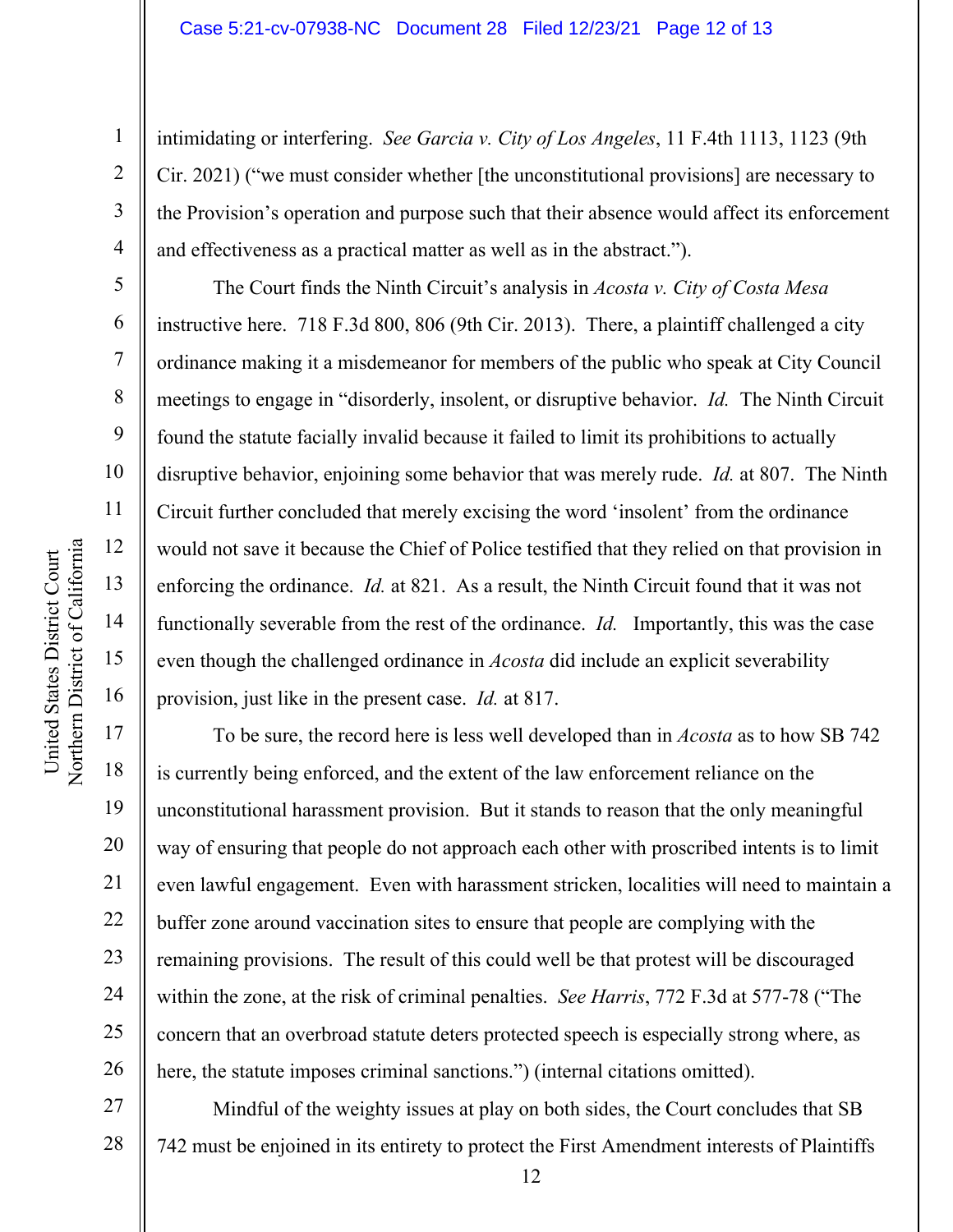intimidating or interfering. *See Garcia v. City of Los Angeles*, 11 F.4th 1113, 1123 (9th Cir. 2021) ("we must consider whether [the unconstitutional provisions] are necessary to the Provision's operation and purpose such that their absence would affect its enforcement and effectiveness as a practical matter as well as in the abstract.").

The Court finds the Ninth Circuit's analysis in *Acosta v. City of Costa Mesa* instructive here. 718 F.3d 800, 806 (9th Cir. 2013). There, a plaintiff challenged a city ordinance making it a misdemeanor for members of the public who speak at City Council meetings to engage in "disorderly, insolent, or disruptive behavior. *Id.* The Ninth Circuit found the statute facially invalid because it failed to limit its prohibitions to actually disruptive behavior, enjoining some behavior that was merely rude. *Id.* at 807. The Ninth Circuit further concluded that merely excising the word 'insolent' from the ordinance would not save it because the Chief of Police testified that they relied on that provision in enforcing the ordinance. *Id.* at 821. As a result, the Ninth Circuit found that it was not functionally severable from the rest of the ordinance. *Id.* Importantly, this was the case even though the challenged ordinance in *Acosta* did include an explicit severability provision, just like in the present case. *Id.* at 817.

To be sure, the record here is less well developed than in *Acosta* as to how SB 742 is currently being enforced, and the extent of the law enforcement reliance on the unconstitutional harassment provision. But it stands to reason that the only meaningful way of ensuring that people do not approach each other with proscribed intents is to limit even lawful engagement. Even with harassment stricken, localities will need to maintain a buffer zone around vaccination sites to ensure that people are complying with the remaining provisions. The result of this could well be that protest will be discouraged within the zone, at the risk of criminal penalties. *See Harris*, 772 F.3d at 577-78 ("The concern that an overbroad statute deters protected speech is especially strong where, as here, the statute imposes criminal sanctions.") (internal citations omitted).

Mindful of the weighty issues at play on both sides, the Court concludes that SB 742 must be enjoined in its entirety to protect the First Amendment interests of Plaintiffs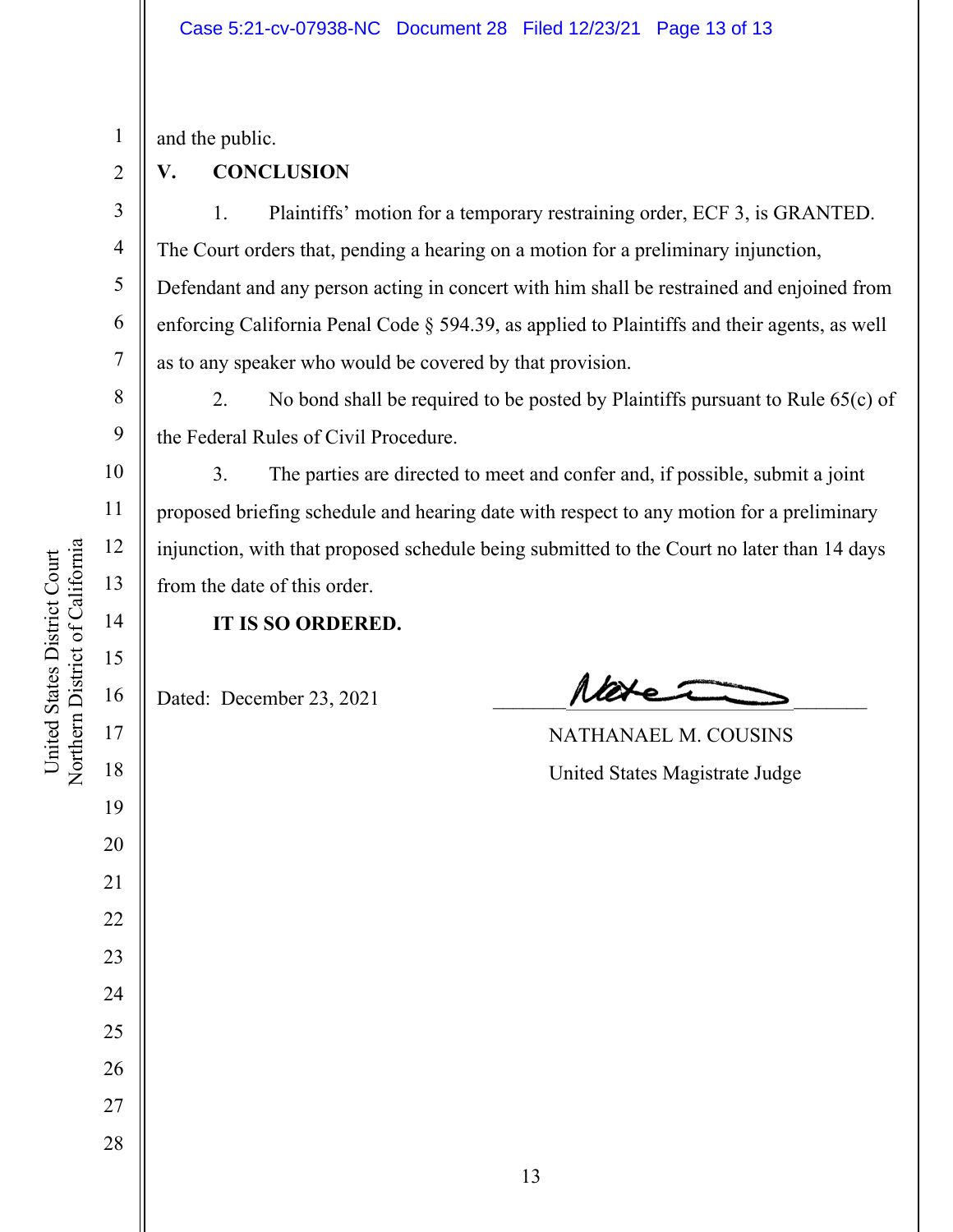and the public.

## V. CONCLUSION

1. Plaintiffs' motion for a temporary restraining order, ECF 3, is GRANTED. The Court orders that, pending a hearing on a motion for a preliminary injunction, Defendant and any person acting in concert with him shall be restrained and enjoined from enforcing California Penal Code § 594.39, as applied to Plaintiffs and their agents, as well as to any speaker who would be covered by that provision.

2. No bond shall be required to be posted by Plaintiffs pursuant to Rule 65(c) of the Federal Rules of Civil Procedure.

3. The parties are directed to meet and confer and, if possible, submit a joint proposed briefing schedule and hearing date with respect to any motion for a preliminary injunction, with that proposed schedule being submitted to the Court no later than 14 days from the date of this order.

**IT IS SO ORDERED.**

Dated: December 23, 2021

NATHANAEL M. COUSINS
United States Magistrate Judge